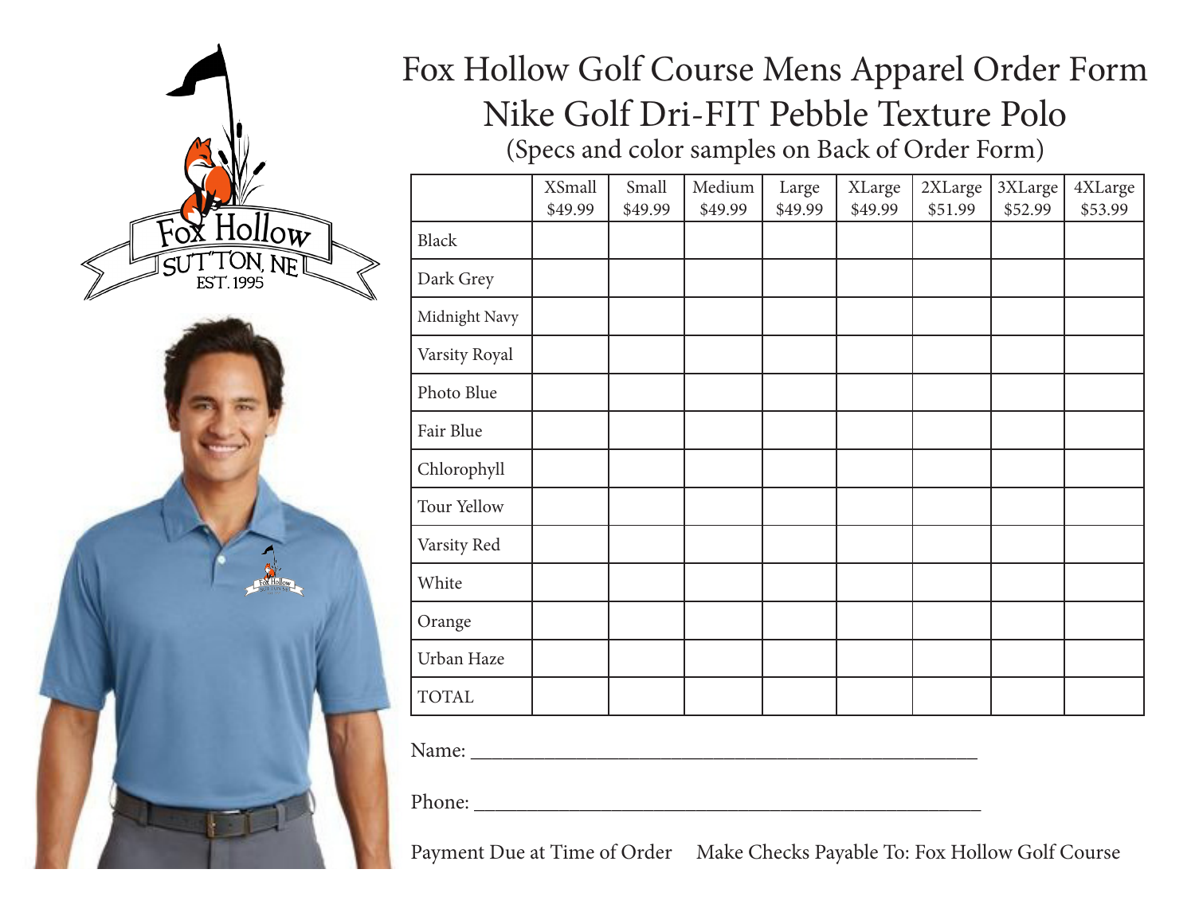# Fox Hollow Golf Course Mens Apparel Order Form

## Nike Golf Dri-FIT Pebble Texture Polo

(Specs and color samples on Back of Order Form)

| | XSmall $49.99 | Small $49.99 | Medium $49.99 | Large $49.99 | XLarge $49.99 | 2XLarge $51.99 | 3XLarge $52.99 | 4XLarge $53.99 |
|---|---|---|---|---|---|---|---|---|
| Black | | | | | | | | |
| Dark Grey | | | | | | | | |
| Midnight Navy | | | | | | | | |
| Varsity Royal | | | | | | | | |
| Photo Blue | | | | | | | | |
| Fair Blue | | | | | | | | |
| Chlorophyll | | | | | | | | |
| Tour Yellow | | | | | | | | |
| Varsity Red | | | | | | | | |
| White | | | | | | | | |
| Orange | | | | | | | | |
| Urban Haze | | | | | | | | |
| TOTAL | | | | | | | | |

Name: ____________________________________________________

Phone: ____________________________________________________

Payment Due at Time of Order    Make Checks Payable To: Fox Hollow Golf Course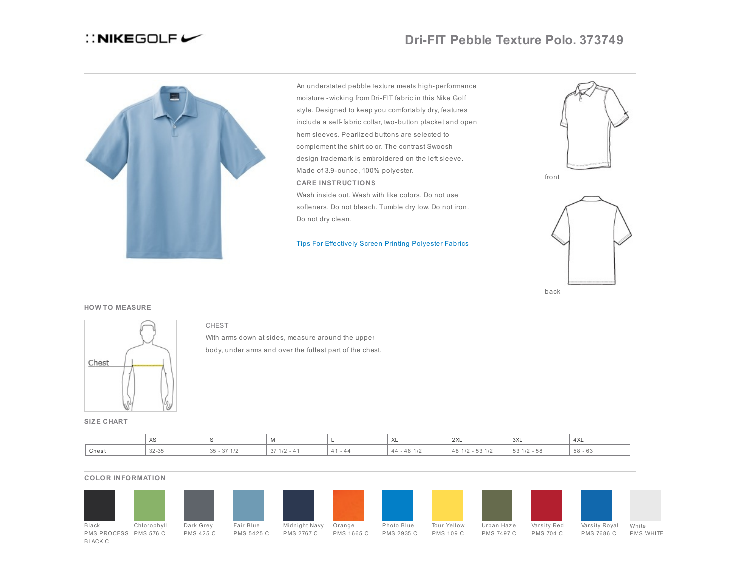# Dri-FIT Pebble Texture Polo. 373749

An understated pebble texture meets high-performance moisture -wicking from Dri-FIT fabric in this Nike Golf style. Designed to keep you comfortably dry, features include a self-fabric collar, two-button placket and open hem sleeves. Pearlized buttons are selected to complement the shirt color. The contrast Swoosh design trademark is embroidered on the left sleeve. Made of 3.9-ounce, 100% polyester.

**CARE INSTRUCTIONS**

Wash inside out. Wash with like colors. Do not use softeners. Do not bleach. Tumble dry low. Do not iron. Do not dry clean.

Tips For Effectively Screen Printing Polyester Fabrics

front

back

## HOW TO MEASURE

Chest

CHEST

With arms down at sides, measure around the upper body, under arms and over the fullest part of the chest.

## SIZE CHART

| | XS | S | M | L | XL | 2XL | 3XL | 4XL |
|---|---|---|---|---|---|---|---|---|
| Chest | 32-35 | 35 - 37 1/2 | 37 1/2 - 41 | 41 - 44 | 44 - 48 1/2 | 48 1/2 - 53 1/2 | 53 1/2 - 58 | 58 - 63 |

## COLOR INFORMATION

- Black — PMS PROCESS BLACK C
- Chlorophyll — PMS 576 C
- Dark Grey — PMS 425 C
- Fair Blue — PMS 5425 C
- Midnight Navy — PMS 2767 C
- Orange — PMS 1665 C
- Photo Blue — PMS 2935 C
- Tour Yellow — PMS 109 C
- Urban Haze — PMS 7497 C
- Varsity Red — PMS 704 C
- Varsity Royal — PMS 7686 C
- White — PMS WHITE